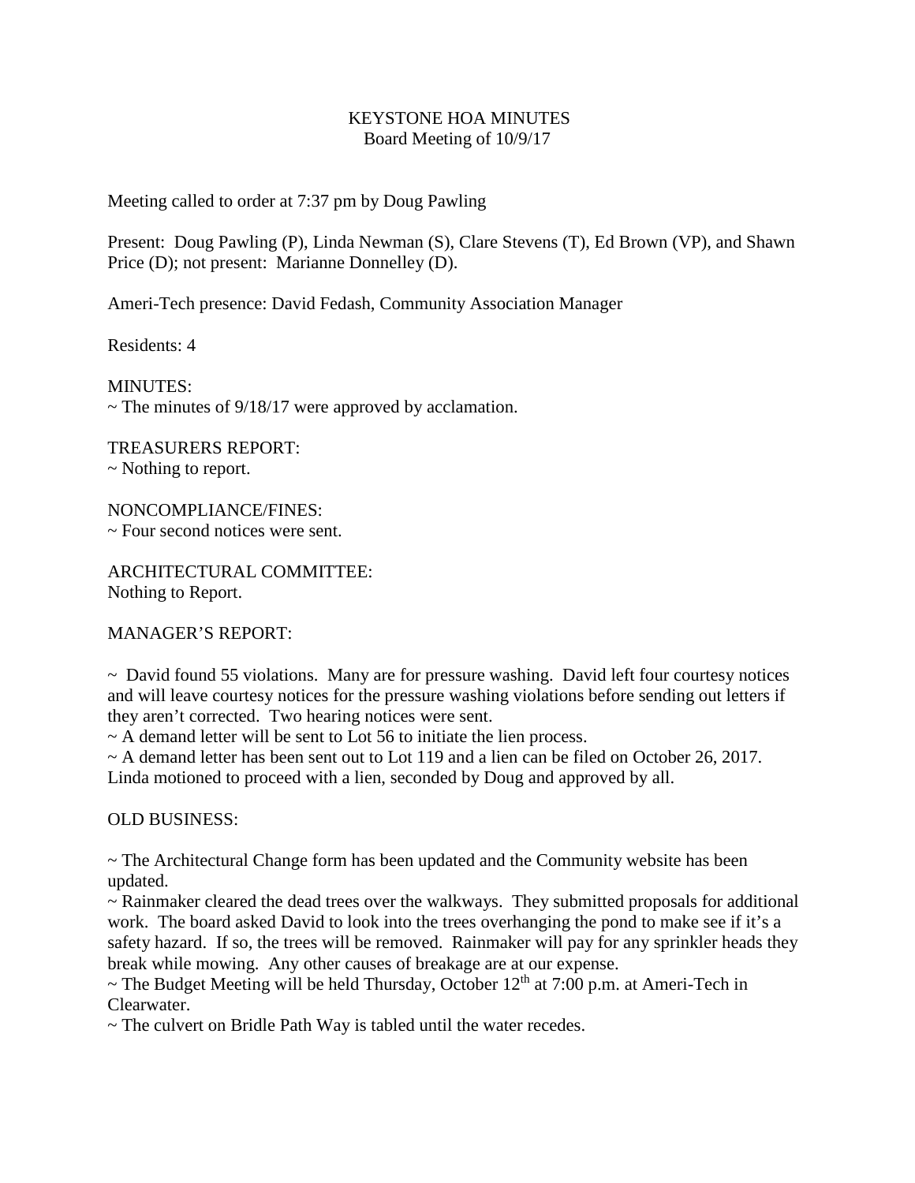# KEYSTONE HOA MINUTES
## Board Meeting of 10/9/17

Meeting called to order at 7:37 pm by Doug Pawling

Present: Doug Pawling (P), Linda Newman (S), Clare Stevens (T), Ed Brown (VP), and Shawn Price (D); not present: Marianne Donnelley (D).

Ameri-Tech presence: David Fedash, Community Association Manager

Residents: 4

MINUTES:
~ The minutes of 9/18/17 were approved by acclamation.

TREASURERS REPORT:
~ Nothing to report.

NONCOMPLIANCE/FINES:
~ Four second notices were sent.

ARCHITECTURAL COMMITTEE:
Nothing to Report.

MANAGER'S REPORT:

~ David found 55 violations. Many are for pressure washing. David left four courtesy notices and will leave courtesy notices for the pressure washing violations before sending out letters if they aren't corrected. Two hearing notices were sent.
~ A demand letter will be sent to Lot 56 to initiate the lien process.
~ A demand letter has been sent out to Lot 119 and a lien can be filed on October 26, 2017. Linda motioned to proceed with a lien, seconded by Doug and approved by all.

OLD BUSINESS:

~ The Architectural Change form has been updated and the Community website has been updated.
~ Rainmaker cleared the dead trees over the walkways. They submitted proposals for additional work. The board asked David to look into the trees overhanging the pond to make see if it's a safety hazard. If so, the trees will be removed. Rainmaker will pay for any sprinkler heads they break while mowing. Any other causes of breakage are at our expense.
~ The Budget Meeting will be held Thursday, October 12th at 7:00 p.m. at Ameri-Tech in Clearwater.
~ The culvert on Bridle Path Way is tabled until the water recedes.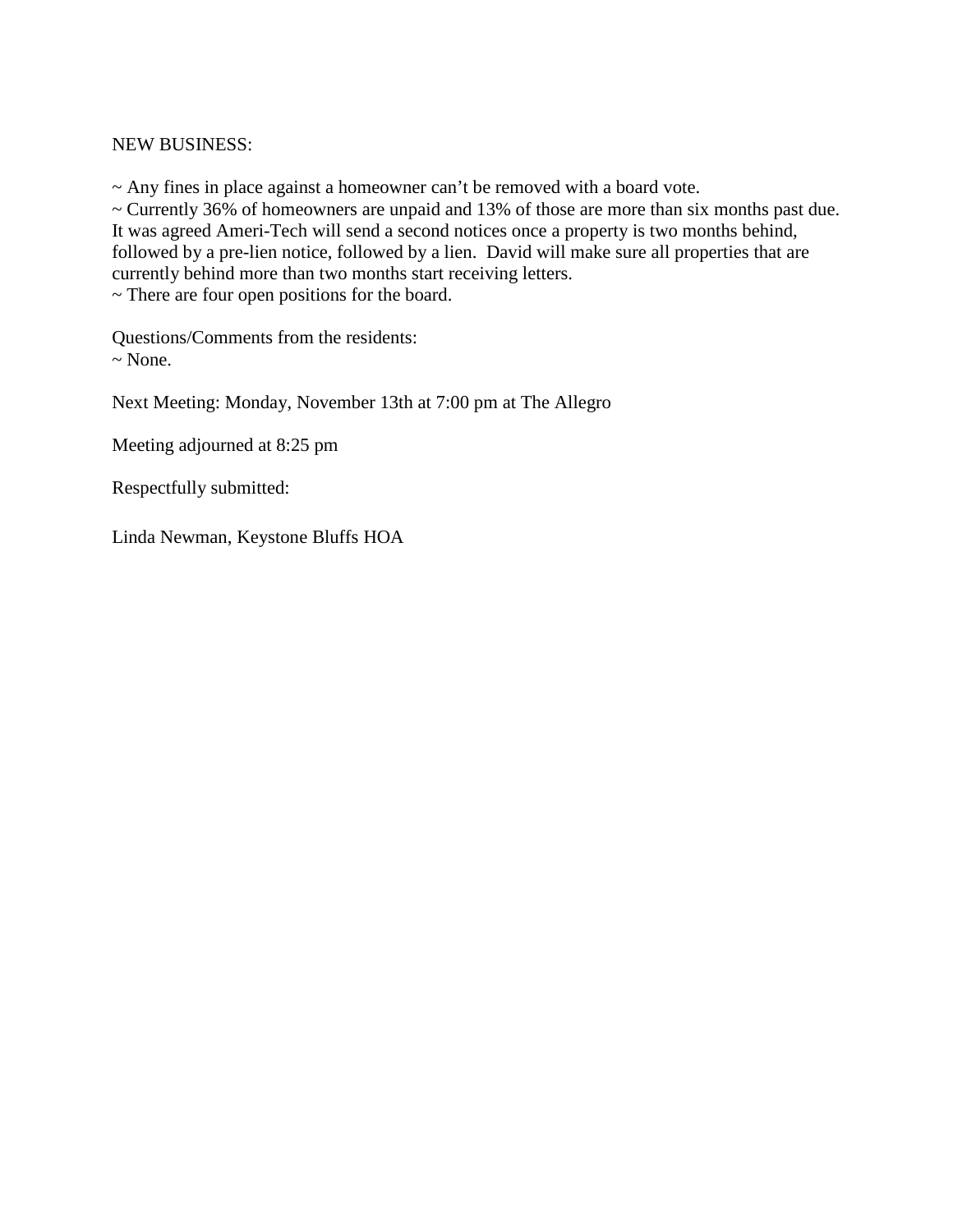NEW BUSINESS:

~ Any fines in place against a homeowner can't be removed with a board vote.
~ Currently 36% of homeowners are unpaid and 13% of those are more than six months past due. It was agreed Ameri-Tech will send a second notices once a property is two months behind, followed by a pre-lien notice, followed by a lien. David will make sure all properties that are currently behind more than two months start receiving letters.
~ There are four open positions for the board.

Questions/Comments from the residents:
~ None.

Next Meeting: Monday, November 13th at 7:00 pm at The Allegro

Meeting adjourned at 8:25 pm

Respectfully submitted:

Linda Newman, Keystone Bluffs HOA